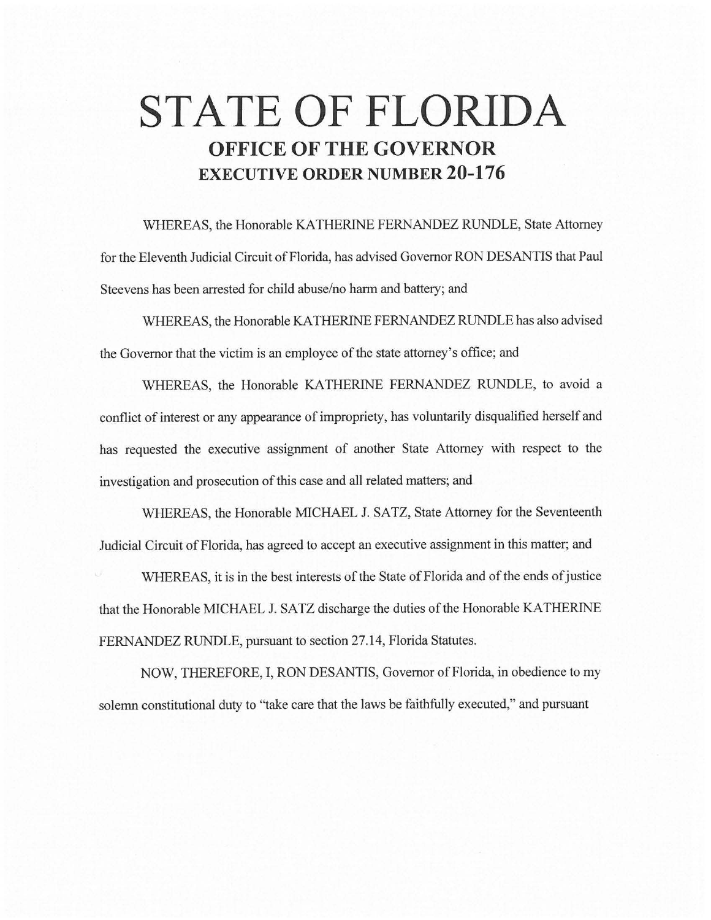# STATE OF FLORIDA

## OFFICE OF THE GOVERNOR

## EXECUTIVE ORDER NUMBER 20-176

WHEREAS, the Honorable KATHERINE FERNANDEZ RUNDLE, State Attorney for the Eleventh Judicial Circuit of Florida, has advised Governor RON DESANTIS that Paul Steevens has been arrested for child abuse/no harm and battery; and

WHEREAS, the Honorable KATHERINE FERNANDEZ RUNDLE has also advised the Governor that the victim is an employee of the state attorney's office; and

WHEREAS, the Honorable KATHERINE FERNANDEZ RUNDLE, to avoid a conflict of interest or any appearance of impropriety, has voluntarily disqualified herself and has requested the executive assignment of another State Attorney with respect to the investigation and prosecution of this case and all related matters; and

WHEREAS, the Honorable MICHAEL J. SATZ, State Attorney for the Seventeenth Judicial Circuit of Florida, has agreed to accept an executive assignment in this matter; and

WHEREAS, it is in the best interests of the State of Florida and of the ends of justice that the Honorable MICHAEL J. SATZ discharge the duties of the Honorable KATHERINE FERNANDEZ RUNDLE, pursuant to section 27.14, Florida Statutes.

NOW, THEREFORE, I, RON DESANTIS, Governor of Florida, in obedience to my solemn constitutional duty to "take care that the laws be faithfully executed," and pursuant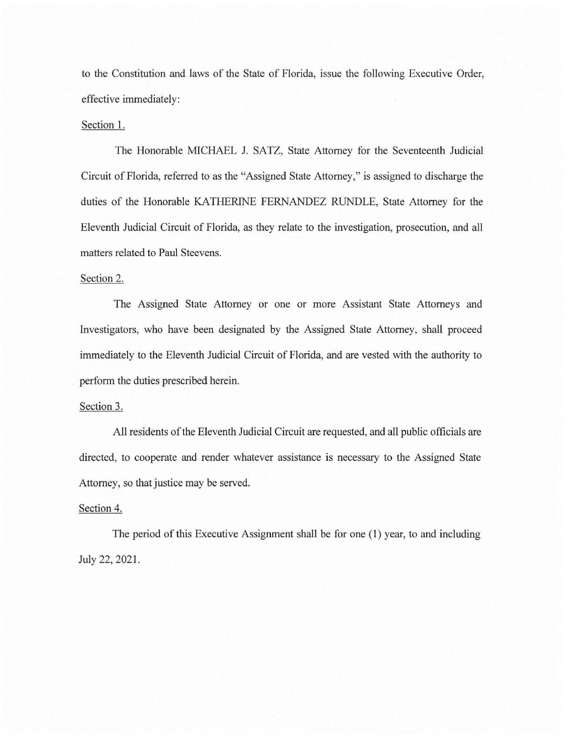to the Constitution and laws of the State of Florida, issue the following Executive Order, effective immediately:

Section 1.

The Honorable MICHAEL J. SATZ, State Attorney for the Seventeenth Judicial Circuit of Florida, referred to as the "Assigned State Attorney," is assigned to discharge the duties of the Honorable KATHERINE FERNANDEZ RUNDLE, State Attorney for the Eleventh Judicial Circuit of Florida, as they relate to the investigation, prosecution, and all matters related to Paul Steevens.

Section 2.

The Assigned State Attorney or one or more Assistant State Attorneys and Investigators, who have been designated by the Assigned State Attorney, shall proceed immediately to the Eleventh Judicial Circuit of Florida, and are vested with the authority to perform the duties prescribed herein.

Section 3.

All residents of the Eleventh Judicial Circuit are requested, and all public officials are directed, to cooperate and render whatever assistance is necessary to the Assigned State Attorney, so that justice may be served.

Section 4.

The period of this Executive Assignment shall be for one (1) year, to and including July 22, 2021.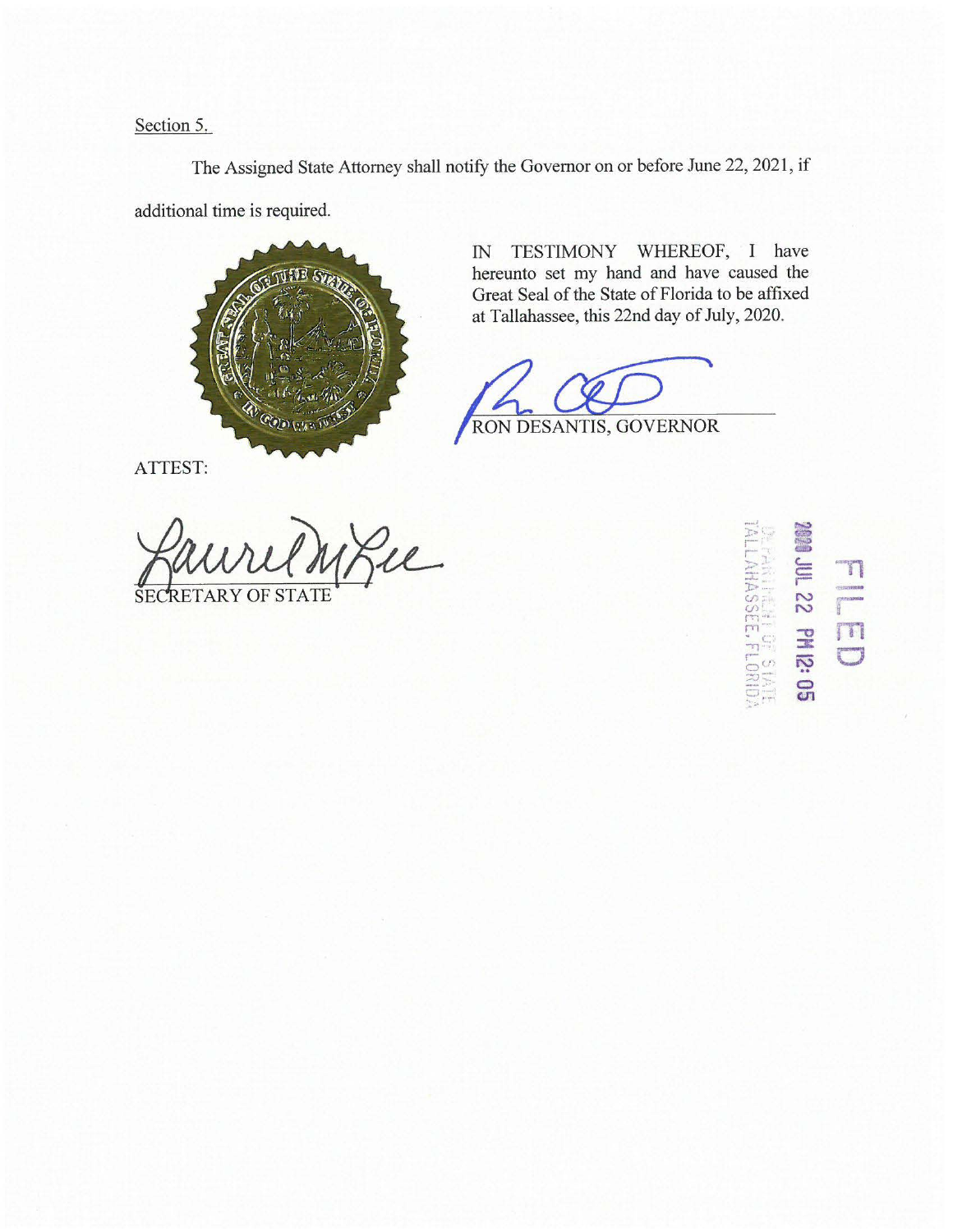Section 5.

The Assigned State Attorney shall notify the Governor on or before June 22, 2021, if additional time is required.

IN TESTIMONY WHEREOF, I have hereunto set my hand and have caused the Great Seal of the State of Florida to be affixed at Tallahassee, this 22nd day of July, 2020.

RON DESANTIS, GOVERNOR

ATTEST:

SECRETARY OF STATE

FILED

2020 JUL 22 PM 12:05

DEPARTMENT OF STATE
TALLAHASSEE, FLORIDA